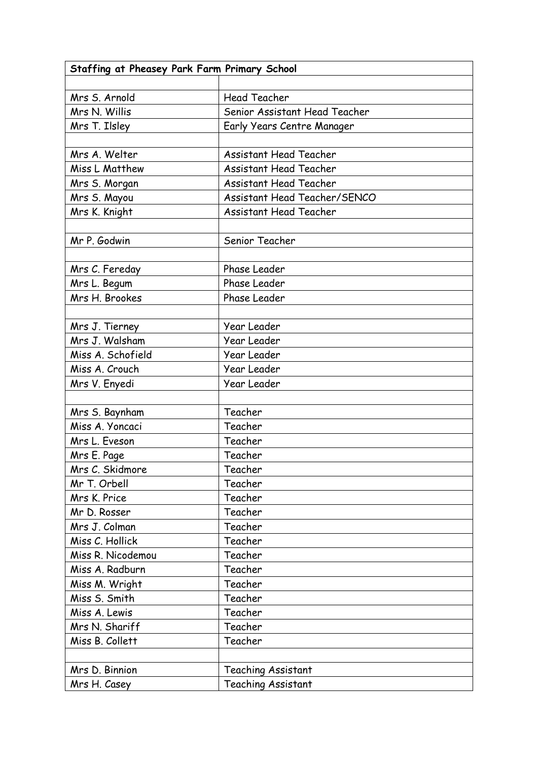| Staffing at Pheasey Park Farm Primary School | |
|---|---|
| | |
| Mrs S. Arnold | Head Teacher |
| Mrs N. Willis | Senior Assistant Head Teacher |
| Mrs T. Ilsley | Early Years Centre Manager |
| | |
| Mrs A. Welter | Assistant Head Teacher |
| Miss L Matthew | Assistant Head Teacher |
| Mrs S. Morgan | Assistant Head Teacher |
| Mrs S. Mayou | Assistant Head Teacher/SENCO |
| Mrs K. Knight | Assistant Head Teacher |
| | |
| Mr P. Godwin | Senior Teacher |
| | |
| Mrs C. Fereday | Phase Leader |
| Mrs L. Begum | Phase Leader |
| Mrs H. Brookes | Phase Leader |
| | |
| Mrs J. Tierney | Year Leader |
| Mrs J. Walsham | Year Leader |
| Miss A. Schofield | Year Leader |
| Miss A. Crouch | Year Leader |
| Mrs V. Enyedi | Year Leader |
| | |
| Mrs S. Baynham | Teacher |
| Miss A. Yoncaci | Teacher |
| Mrs L. Eveson | Teacher |
| Mrs E. Page | Teacher |
| Mrs C. Skidmore | Teacher |
| Mr T. Orbell | Teacher |
| Mrs K. Price | Teacher |
| Mr D. Rosser | Teacher |
| Mrs J. Colman | Teacher |
| Miss C. Hollick | Teacher |
| Miss R. Nicodemou | Teacher |
| Miss A. Radburn | Teacher |
| Miss M. Wright | Teacher |
| Miss S. Smith | Teacher |
| Miss A. Lewis | Teacher |
| Mrs N. Shariff | Teacher |
| Miss B. Collett | Teacher |
| | |
| Mrs D. Binnion | Teaching Assistant |
| Mrs H. Casey | Teaching Assistant |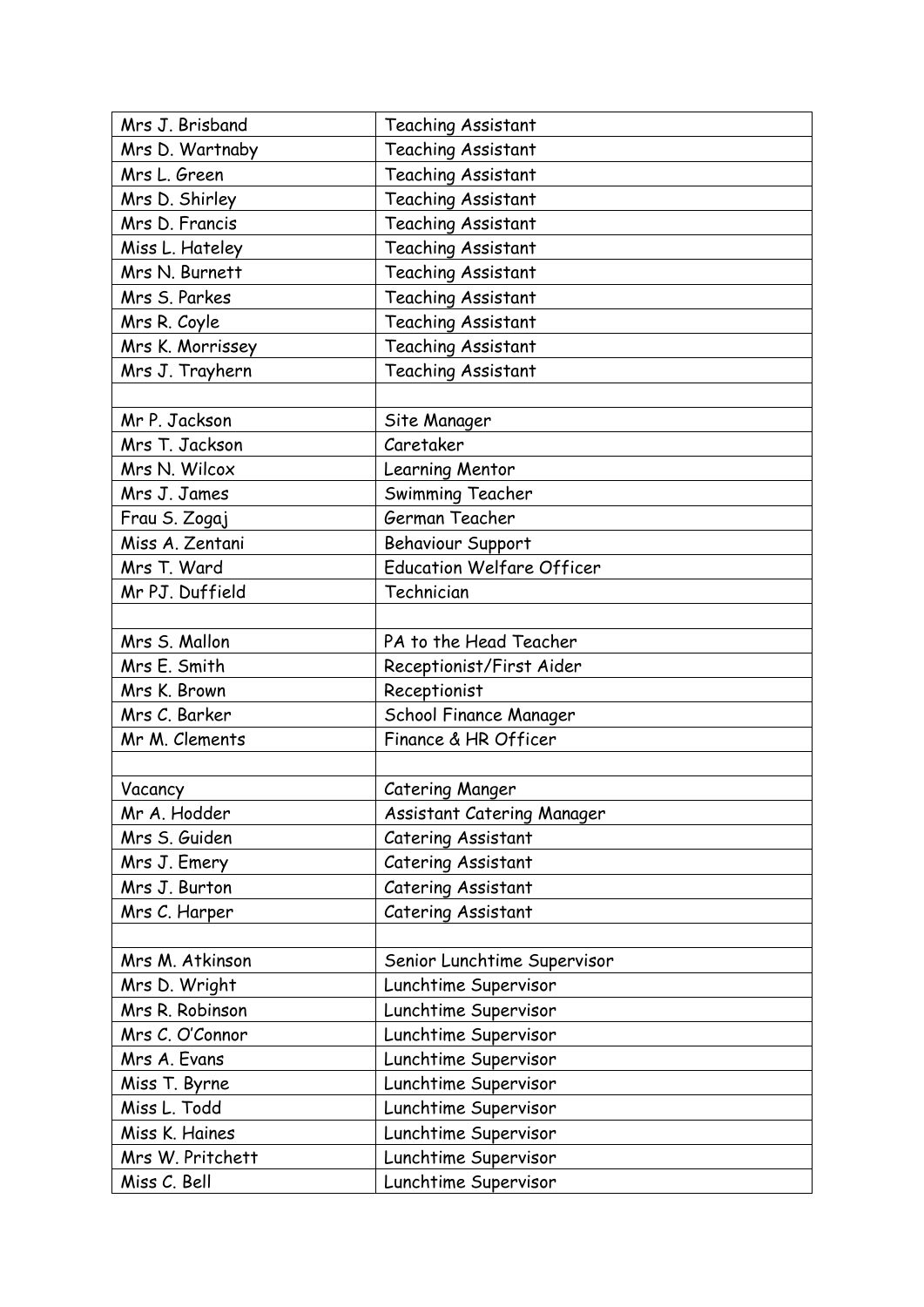| | |
|---|---|
| Mrs J. Brisband | Teaching Assistant |
| Mrs D. Wartnaby | Teaching Assistant |
| Mrs L. Green | Teaching Assistant |
| Mrs D. Shirley | Teaching Assistant |
| Mrs D. Francis | Teaching Assistant |
| Miss L. Hateley | Teaching Assistant |
| Mrs N. Burnett | Teaching Assistant |
| Mrs S. Parkes | Teaching Assistant |
| Mrs R. Coyle | Teaching Assistant |
| Mrs K. Morrissey | Teaching Assistant |
| Mrs J. Trayhern | Teaching Assistant |
| | |
| Mr P. Jackson | Site Manager |
| Mrs T. Jackson | Caretaker |
| Mrs N. Wilcox | Learning Mentor |
| Mrs J. James | Swimming Teacher |
| Frau S. Zogaj | German Teacher |
| Miss A. Zentani | Behaviour Support |
| Mrs T. Ward | Education Welfare Officer |
| Mr PJ. Duffield | Technician |
| | |
| Mrs S. Mallon | PA to the Head Teacher |
| Mrs E. Smith | Receptionist/First Aider |
| Mrs K. Brown | Receptionist |
| Mrs C. Barker | School Finance Manager |
| Mr M. Clements | Finance & HR Officer |
| | |
| Vacancy | Catering Manger |
| Mr A. Hodder | Assistant Catering Manager |
| Mrs S. Guiden | Catering Assistant |
| Mrs J. Emery | Catering Assistant |
| Mrs J. Burton | Catering Assistant |
| Mrs C. Harper | Catering Assistant |
| | |
| Mrs M. Atkinson | Senior Lunchtime Supervisor |
| Mrs D. Wright | Lunchtime Supervisor |
| Mrs R. Robinson | Lunchtime Supervisor |
| Mrs C. O'Connor | Lunchtime Supervisor |
| Mrs A. Evans | Lunchtime Supervisor |
| Miss T. Byrne | Lunchtime Supervisor |
| Miss L. Todd | Lunchtime Supervisor |
| Miss K. Haines | Lunchtime Supervisor |
| Mrs W. Pritchett | Lunchtime Supervisor |
| Miss C. Bell | Lunchtime Supervisor |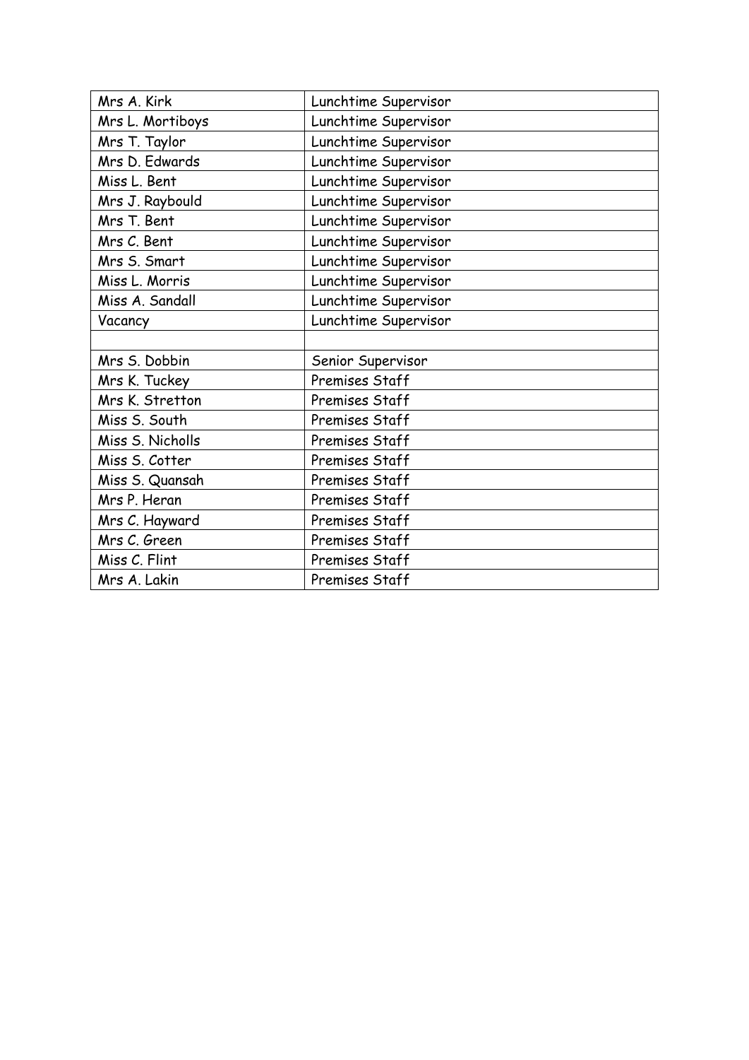| | |
|---|---|
| Mrs A. Kirk | Lunchtime Supervisor |
| Mrs L. Mortiboys | Lunchtime Supervisor |
| Mrs T. Taylor | Lunchtime Supervisor |
| Mrs D. Edwards | Lunchtime Supervisor |
| Miss L. Bent | Lunchtime Supervisor |
| Mrs J. Raybould | Lunchtime Supervisor |
| Mrs T. Bent | Lunchtime Supervisor |
| Mrs C. Bent | Lunchtime Supervisor |
| Mrs S. Smart | Lunchtime Supervisor |
| Miss L. Morris | Lunchtime Supervisor |
| Miss A. Sandall | Lunchtime Supervisor |
| Vacancy | Lunchtime Supervisor |
| | |
| Mrs S. Dobbin | Senior Supervisor |
| Mrs K. Tuckey | Premises Staff |
| Mrs K. Stretton | Premises Staff |
| Miss S. South | Premises Staff |
| Miss S. Nicholls | Premises Staff |
| Miss S. Cotter | Premises Staff |
| Miss S. Quansah | Premises Staff |
| Mrs P. Heran | Premises Staff |
| Mrs C. Hayward | Premises Staff |
| Mrs C. Green | Premises Staff |
| Miss C. Flint | Premises Staff |
| Mrs A. Lakin | Premises Staff |